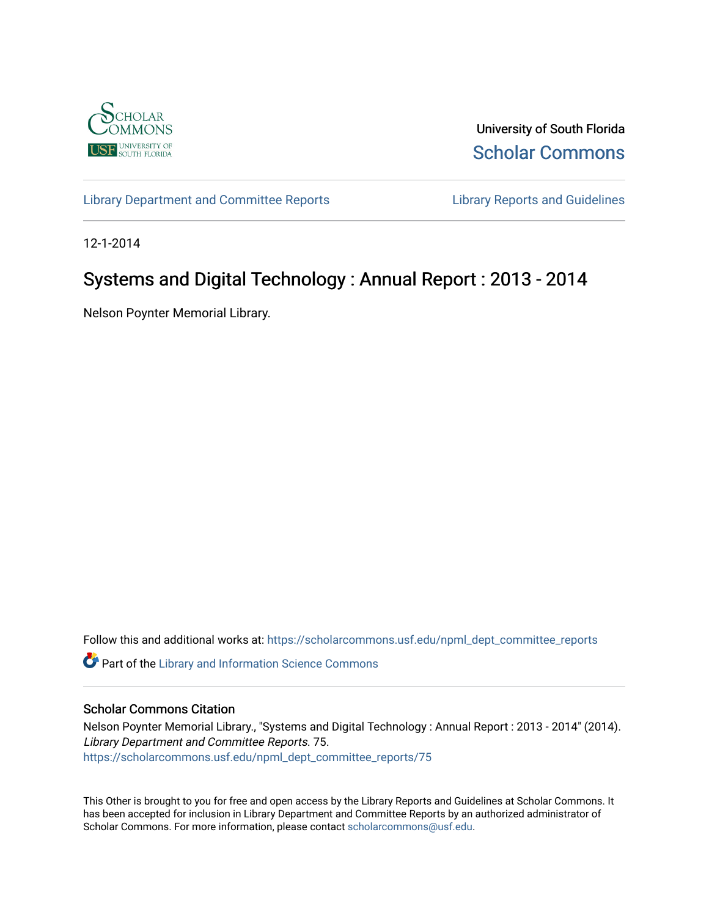University of South Florida
Scholar Commons

Library Department and Committee Reports | Library Reports and Guidelines

12-1-2014

# Systems and Digital Technology : Annual Report : 2013 - 2014

Nelson Poynter Memorial Library.

Follow this and additional works at: https://scholarcommons.usf.edu/npml_dept_committee_reports

Part of the Library and Information Science Commons

## Scholar Commons Citation

Nelson Poynter Memorial Library., "Systems and Digital Technology : Annual Report : 2013 - 2014" (2014). *Library Department and Committee Reports*. 75.
https://scholarcommons.usf.edu/npml_dept_committee_reports/75

This Other is brought to you for free and open access by the Library Reports and Guidelines at Scholar Commons. It has been accepted for inclusion in Library Department and Committee Reports by an authorized administrator of Scholar Commons. For more information, please contact scholarcommons@usf.edu.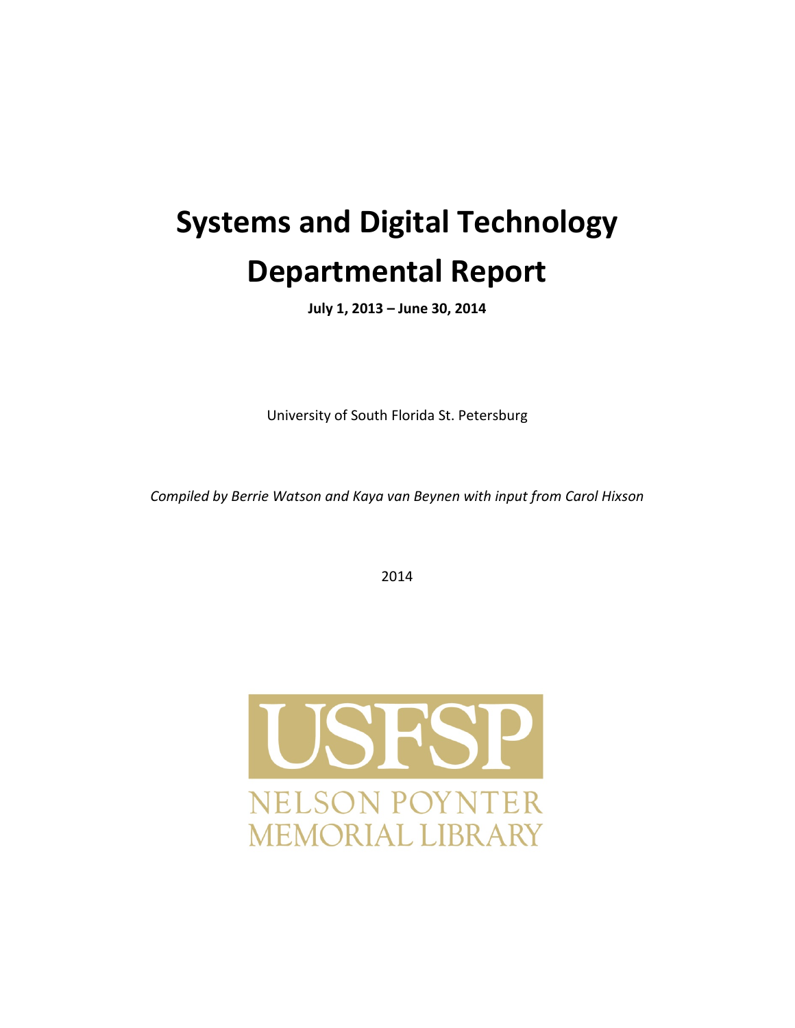# Systems and Digital Technology Departmental Report

**July 1, 2013 – June 30, 2014**

University of South Florida St. Petersburg

*Compiled by Berrie Watson and Kaya van Beynen with input from Carol Hixson*

2014

USFSP

NELSON POYNTER MEMORIAL LIBRARY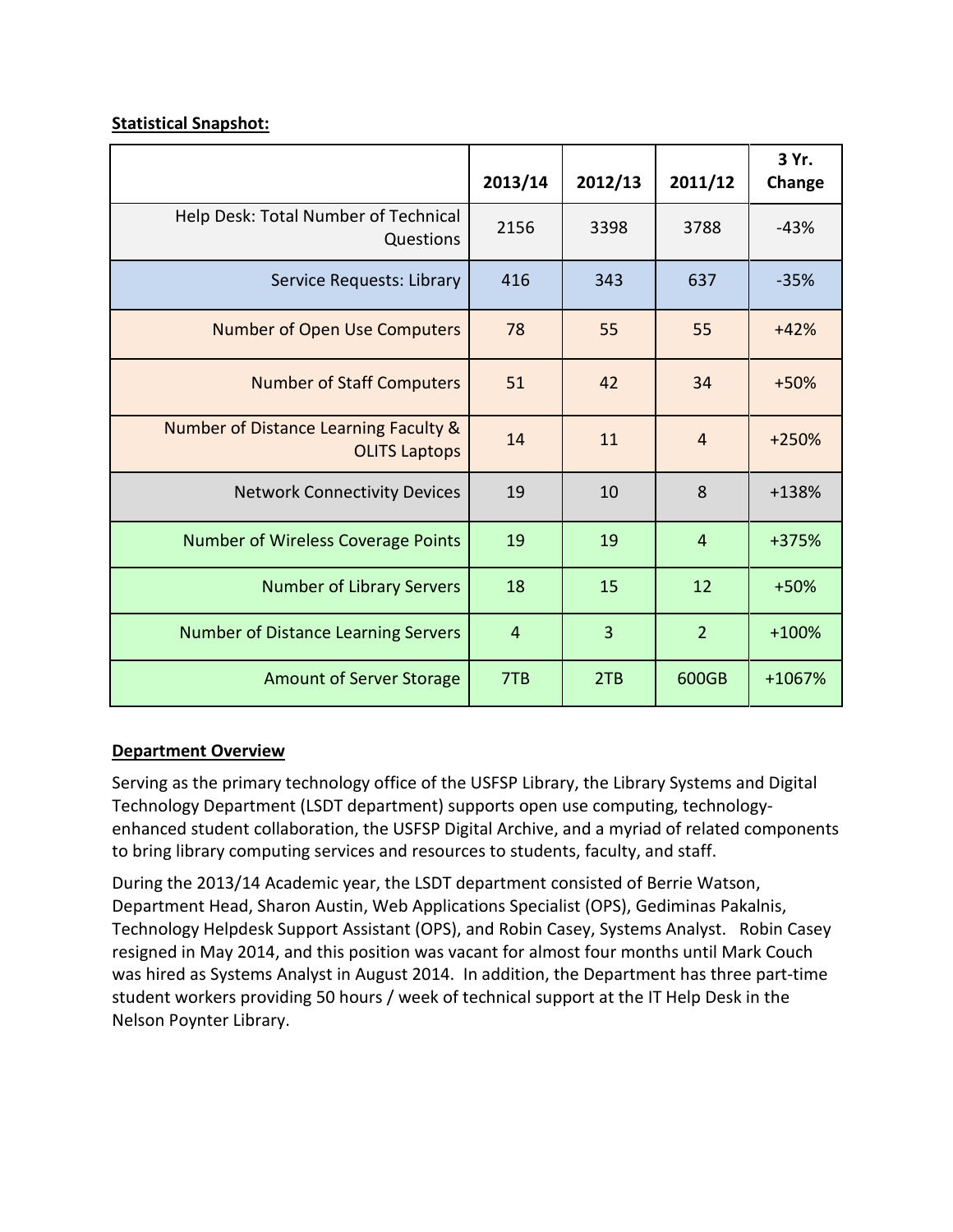**Statistical Snapshot:**

| | 2013/14 | 2012/13 | 2011/12 | 3 Yr. Change |
|---|---|---|---|---|
| Help Desk: Total Number of Technical Questions | 2156 | 3398 | 3788 | -43% |
| Service Requests: Library | 416 | 343 | 637 | -35% |
| Number of Open Use Computers | 78 | 55 | 55 | +42% |
| Number of Staff Computers | 51 | 42 | 34 | +50% |
| Number of Distance Learning Faculty & OLITS Laptops | 14 | 11 | 4 | +250% |
| Network Connectivity Devices | 19 | 10 | 8 | +138% |
| Number of Wireless Coverage Points | 19 | 19 | 4 | +375% |
| Number of Library Servers | 18 | 15 | 12 | +50% |
| Number of Distance Learning Servers | 4 | 3 | 2 | +100% |
| Amount of Server Storage | 7TB | 2TB | 600GB | +1067% |

**Department Overview**

Serving as the primary technology office of the USFSP Library, the Library Systems and Digital Technology Department (LSDT department) supports open use computing, technology-enhanced student collaboration, the USFSP Digital Archive, and a myriad of related components to bring library computing services and resources to students, faculty, and staff.

During the 2013/14 Academic year, the LSDT department consisted of Berrie Watson, Department Head, Sharon Austin, Web Applications Specialist (OPS), Gediminas Pakalnis, Technology Helpdesk Support Assistant (OPS), and Robin Casey, Systems Analyst. Robin Casey resigned in May 2014, and this position was vacant for almost four months until Mark Couch was hired as Systems Analyst in August 2014. In addition, the Department has three part-time student workers providing 50 hours / week of technical support at the IT Help Desk in the Nelson Poynter Library.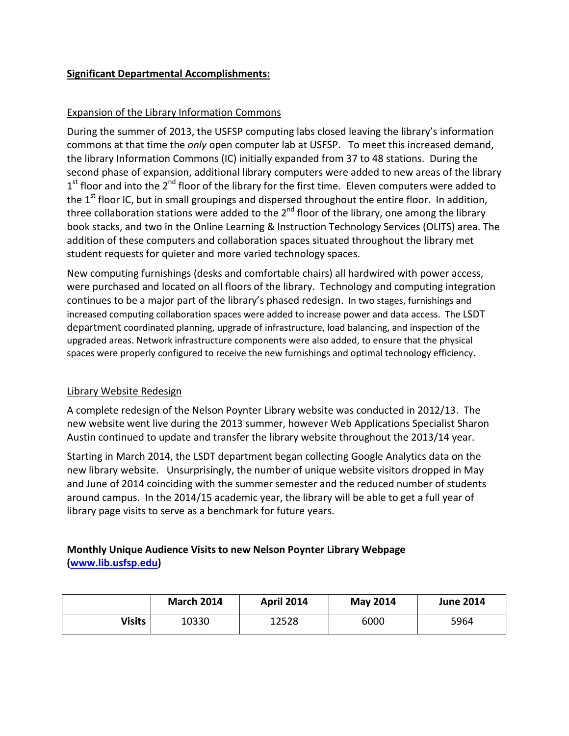## **Significant Departmental Accomplishments:**

### Expansion of the Library Information Commons

During the summer of 2013, the USFSP computing labs closed leaving the library's information commons at that time the *only* open computer lab at USFSP. To meet this increased demand, the library Information Commons (IC) initially expanded from 37 to 48 stations. During the second phase of expansion, additional library computers were added to new areas of the library 1st floor and into the 2nd floor of the library for the first time. Eleven computers were added to the 1st floor IC, but in small groupings and dispersed throughout the entire floor. In addition, three collaboration stations were added to the 2nd floor of the library, one among the library book stacks, and two in the Online Learning & Instruction Technology Services (OLITS) area. The addition of these computers and collaboration spaces situated throughout the library met student requests for quieter and more varied technology spaces.

New computing furnishings (desks and comfortable chairs) all hardwired with power access, were purchased and located on all floors of the library. Technology and computing integration continues to be a major part of the library's phased redesign. In two stages, furnishings and increased computing collaboration spaces were added to increase power and data access. The LSDT department coordinated planning, upgrade of infrastructure, load balancing, and inspection of the upgraded areas. Network infrastructure components were also added, to ensure that the physical spaces were properly configured to receive the new furnishings and optimal technology efficiency.

### Library Website Redesign

A complete redesign of the Nelson Poynter Library website was conducted in 2012/13. The new website went live during the 2013 summer, however Web Applications Specialist Sharon Austin continued to update and transfer the library website throughout the 2013/14 year.

Starting in March 2014, the LSDT department began collecting Google Analytics data on the new library website. Unsurprisingly, the number of unique website visitors dropped in May and June of 2014 coinciding with the summer semester and the reduced number of students around campus. In the 2014/15 academic year, the library will be able to get a full year of library page visits to serve as a benchmark for future years.

**Monthly Unique Audience Visits to new Nelson Poynter Library Webpage ([www.lib.usfsp.edu](http://www.lib.usfsp.edu))**

| | March 2014 | April 2014 | May 2014 | June 2014 |
|---|---|---|---|---|
| **Visits** | 10330 | 12528 | 6000 | 5964 |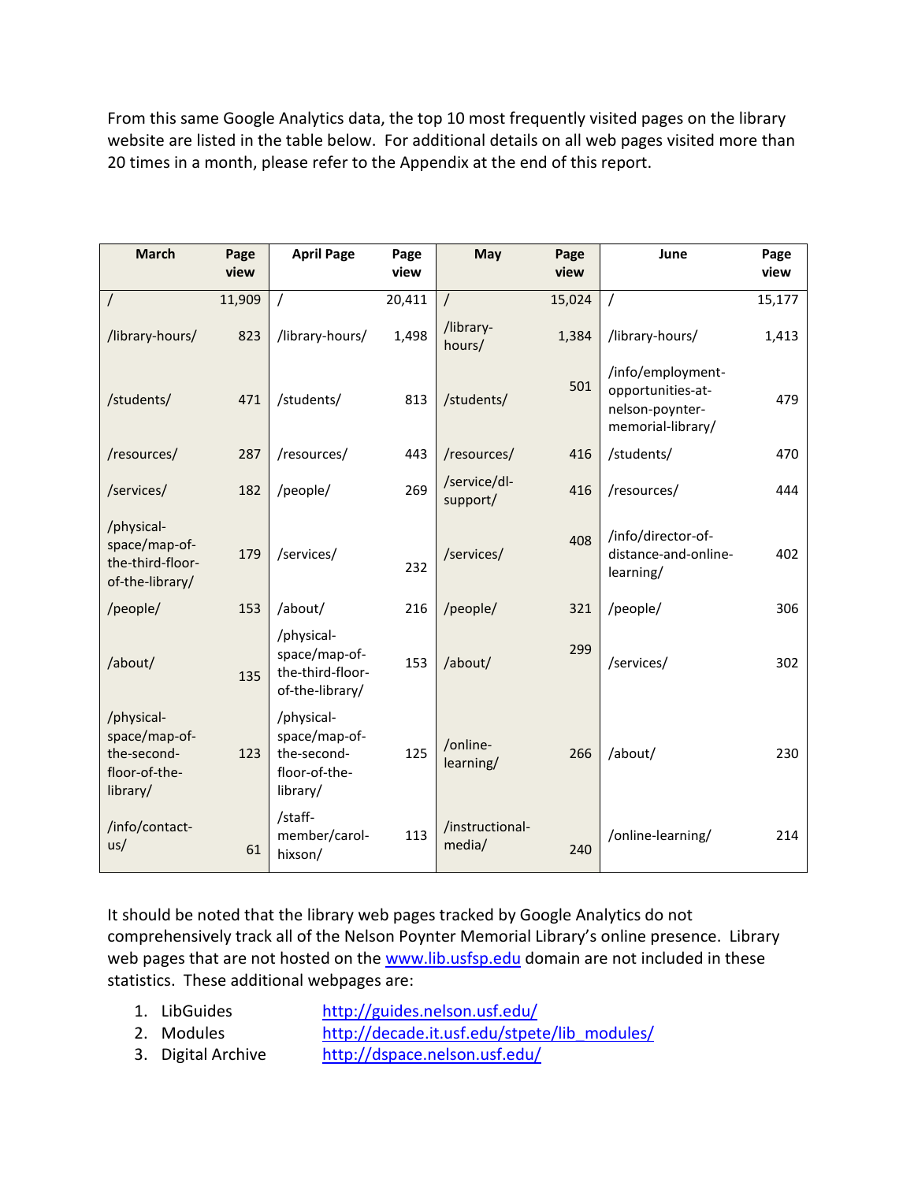From this same Google Analytics data, the top 10 most frequently visited pages on the library website are listed in the table below. For additional details on all web pages visited more than 20 times in a month, please refer to the Appendix at the end of this report.

| March | Page view | April Page | Page view | May | Page view | June | Page view |
|---|---|---|---|---|---|---|---|
| / | 11,909 | / | 20,411 | / | 15,024 | / | 15,177 |
| /library-hours/ | 823 | /library-hours/ | 1,498 | /library-hours/ | 1,384 | /library-hours/ | 1,413 |
| /students/ | 471 | /students/ | 813 | /students/ | 501 | /info/employment-opportunities-at-nelson-poynter-memorial-library/ | 479 |
| /resources/ | 287 | /resources/ | 443 | /resources/ | 416 | /students/ | 470 |
| /services/ | 182 | /people/ | 269 | /service/dl-support/ | 416 | /resources/ | 444 |
| /physical-space/map-of-the-third-floor-of-the-library/ | 179 | /services/ | 232 | /services/ | 408 | /info/director-of-distance-and-online-learning/ | 402 |
| /people/ | 153 | /about/ | 216 | /people/ | 321 | /people/ | 306 |
| /about/ | 135 | /physical-space/map-of-the-third-floor-of-the-library/ | 153 | /about/ | 299 | /services/ | 302 |
| /physical-space/map-of-the-second-floor-of-the-library/ | 123 | /physical-space/map-of-the-second-floor-of-the-library/ | 125 | /online-learning/ | 266 | /about/ | 230 |
| /info/contact-us/ | 61 | /staff-member/carol-hixson/ | 113 | /instructional-media/ | 240 | /online-learning/ | 214 |

It should be noted that the library web pages tracked by Google Analytics do not comprehensively track all of the Nelson Poynter Memorial Library's online presence. Library web pages that are not hosted on the www.lib.usfsp.edu domain are not included in these statistics. These additional webpages are:

1. LibGuides http://guides.nelson.usf.edu/
2. Modules http://decade.it.usf.edu/stpete/lib_modules/
3. Digital Archive http://dspace.nelson.usf.edu/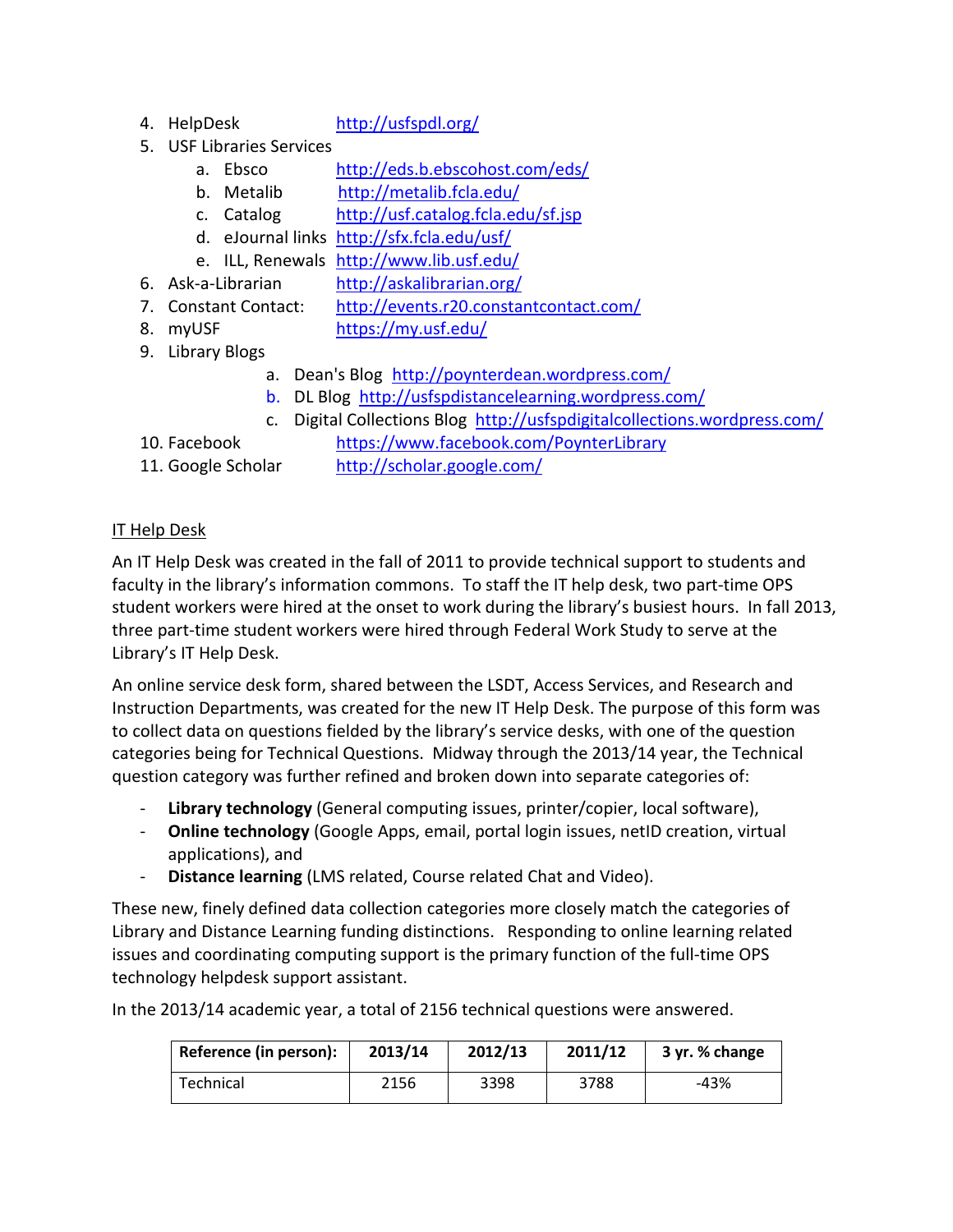4. HelpDesk http://usfspdl.org/
5. USF Libraries Services
   a. Ebsco http://eds.b.ebscohost.com/eds/
   b. Metalib http://metalib.fcla.edu/
   c. Catalog http://usf.catalog.fcla.edu/sf.jsp
   d. eJournal links http://sfx.fcla.edu/usf/
   e. ILL, Renewals http://www.lib.usf.edu/
6. Ask-a-Librarian http://askalibrarian.org/
7. Constant Contact: http://events.r20.constantcontact.com/
8. myUSF https://my.usf.edu/
9. Library Blogs
   a. Dean's Blog http://poynterdean.wordpress.com/
   b. DL Blog http://usfspdistancelearning.wordpress.com/
   c. Digital Collections Blog http://usfspdigitalcollections.wordpress.com/
10. Facebook https://www.facebook.com/PoynterLibrary
11. Google Scholar http://scholar.google.com/

IT Help Desk

An IT Help Desk was created in the fall of 2011 to provide technical support to students and faculty in the library's information commons. To staff the IT help desk, two part-time OPS student workers were hired at the onset to work during the library's busiest hours. In fall 2013, three part-time student workers were hired through Federal Work Study to serve at the Library's IT Help Desk.

An online service desk form, shared between the LSDT, Access Services, and Research and Instruction Departments, was created for the new IT Help Desk. The purpose of this form was to collect data on questions fielded by the library's service desks, with one of the question categories being for Technical Questions. Midway through the 2013/14 year, the Technical question category was further refined and broken down into separate categories of:

- **Library technology** (General computing issues, printer/copier, local software),
- **Online technology** (Google Apps, email, portal login issues, netID creation, virtual applications), and
- **Distance learning** (LMS related, Course related Chat and Video).

These new, finely defined data collection categories more closely match the categories of Library and Distance Learning funding distinctions. Responding to online learning related issues and coordinating computing support is the primary function of the full-time OPS technology helpdesk support assistant.

In the 2013/14 academic year, a total of 2156 technical questions were answered.

| Reference (in person): | 2013/14 | 2012/13 | 2011/12 | 3 yr. % change |
|---|---|---|---|---|
| Technical | 2156 | 3398 | 3788 | -43% |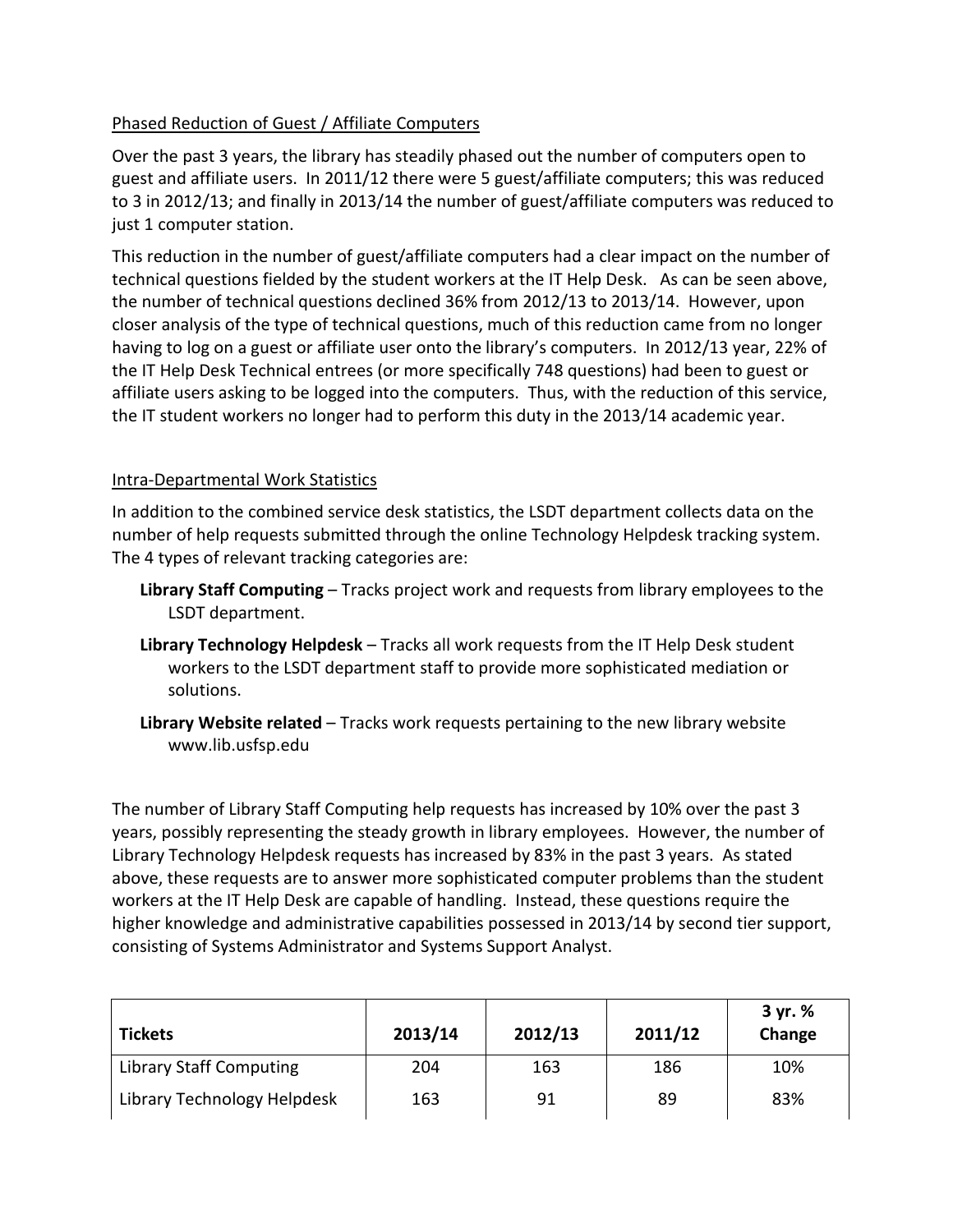<u>Phased Reduction of Guest / Affiliate Computers</u>

Over the past 3 years, the library has steadily phased out the number of computers open to guest and affiliate users. In 2011/12 there were 5 guest/affiliate computers; this was reduced to 3 in 2012/13; and finally in 2013/14 the number of guest/affiliate computers was reduced to just 1 computer station.

This reduction in the number of guest/affiliate computers had a clear impact on the number of technical questions fielded by the student workers at the IT Help Desk. As can be seen above, the number of technical questions declined 36% from 2012/13 to 2013/14. However, upon closer analysis of the type of technical questions, much of this reduction came from no longer having to log on a guest or affiliate user onto the library's computers. In 2012/13 year, 22% of the IT Help Desk Technical entrees (or more specifically 748 questions) had been to guest or affiliate users asking to be logged into the computers. Thus, with the reduction of this service, the IT student workers no longer had to perform this duty in the 2013/14 academic year.

<u>Intra-Departmental Work Statistics</u>

In addition to the combined service desk statistics, the LSDT department collects data on the number of help requests submitted through the online Technology Helpdesk tracking system. The 4 types of relevant tracking categories are:

- **Library Staff Computing** – Tracks project work and requests from library employees to the LSDT department.
- **Library Technology Helpdesk** – Tracks all work requests from the IT Help Desk student workers to the LSDT department staff to provide more sophisticated mediation or solutions.
- **Library Website related** – Tracks work requests pertaining to the new library website www.lib.usfsp.edu

The number of Library Staff Computing help requests has increased by 10% over the past 3 years, possibly representing the steady growth in library employees. However, the number of Library Technology Helpdesk requests has increased by 83% in the past 3 years. As stated above, these requests are to answer more sophisticated computer problems than the student workers at the IT Help Desk are capable of handling. Instead, these questions require the higher knowledge and administrative capabilities possessed in 2013/14 by second tier support, consisting of Systems Administrator and Systems Support Analyst.

| Tickets | 2013/14 | 2012/13 | 2011/12 | 3 yr. % Change |
|---|---|---|---|---|
| Library Staff Computing | 204 | 163 | 186 | 10% |
| Library Technology Helpdesk | 163 | 91 | 89 | 83% |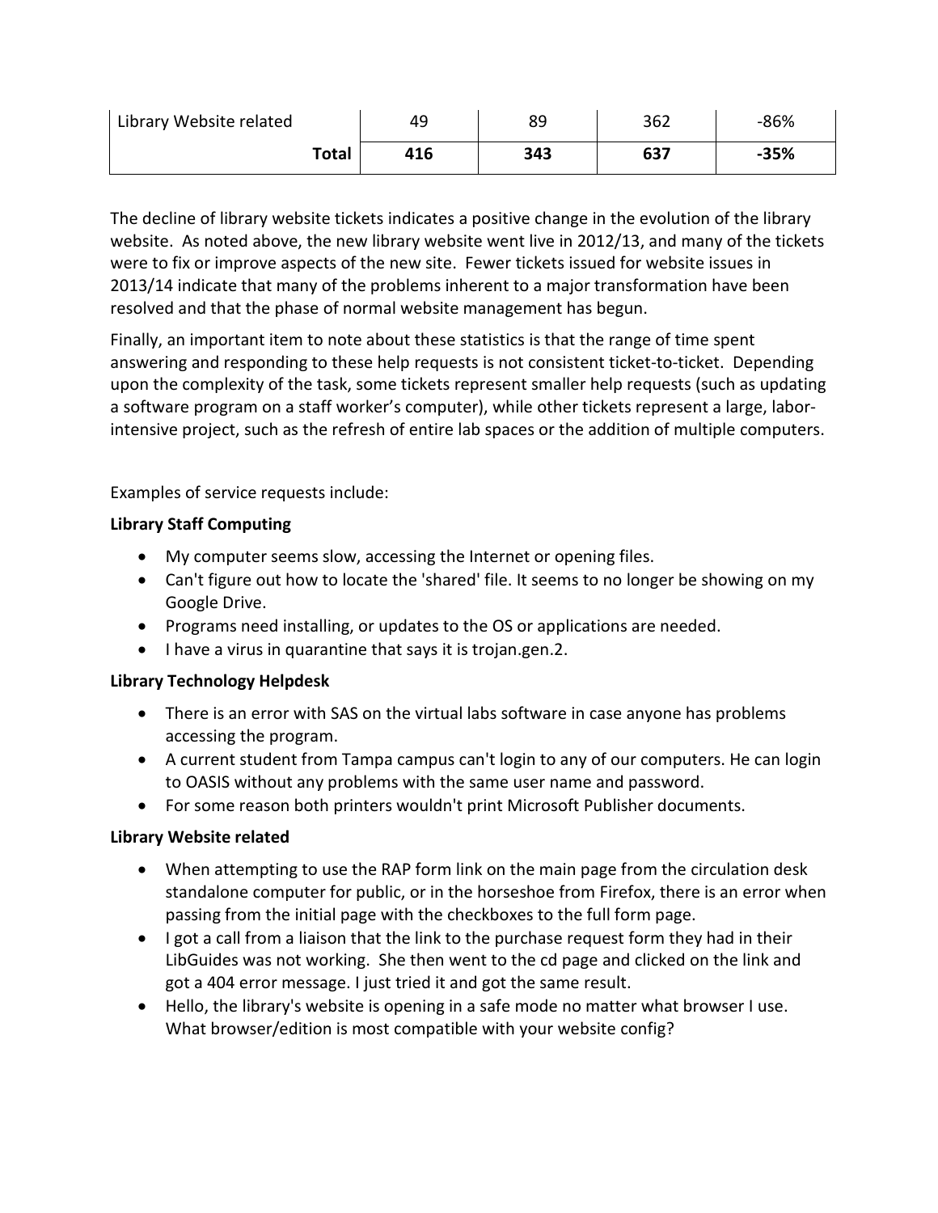| Library Website related | 49 | 89 | 362 | -86% |
|---|---|---|---|---|
| **Total** | **416** | **343** | **637** | **-35%** |

The decline of library website tickets indicates a positive change in the evolution of the library website. As noted above, the new library website went live in 2012/13, and many of the tickets were to fix or improve aspects of the new site. Fewer tickets issued for website issues in 2013/14 indicate that many of the problems inherent to a major transformation have been resolved and that the phase of normal website management has begun.

Finally, an important item to note about these statistics is that the range of time spent answering and responding to these help requests is not consistent ticket-to-ticket. Depending upon the complexity of the task, some tickets represent smaller help requests (such as updating a software program on a staff worker's computer), while other tickets represent a large, labor-intensive project, such as the refresh of entire lab spaces or the addition of multiple computers.

Examples of service requests include:

**Library Staff Computing**

- My computer seems slow, accessing the Internet or opening files.
- Can't figure out how to locate the 'shared' file. It seems to no longer be showing on my Google Drive.
- Programs need installing, or updates to the OS or applications are needed.
- I have a virus in quarantine that says it is trojan.gen.2.

**Library Technology Helpdesk**

- There is an error with SAS on the virtual labs software in case anyone has problems accessing the program.
- A current student from Tampa campus can't login to any of our computers. He can login to OASIS without any problems with the same user name and password.
- For some reason both printers wouldn't print Microsoft Publisher documents.

**Library Website related**

- When attempting to use the RAP form link on the main page from the circulation desk standalone computer for public, or in the horseshoe from Firefox, there is an error when passing from the initial page with the checkboxes to the full form page.
- I got a call from a liaison that the link to the purchase request form they had in their LibGuides was not working. She then went to the cd page and clicked on the link and got a 404 error message. I just tried it and got the same result.
- Hello, the library's website is opening in a safe mode no matter what browser I use. What browser/edition is most compatible with your website config?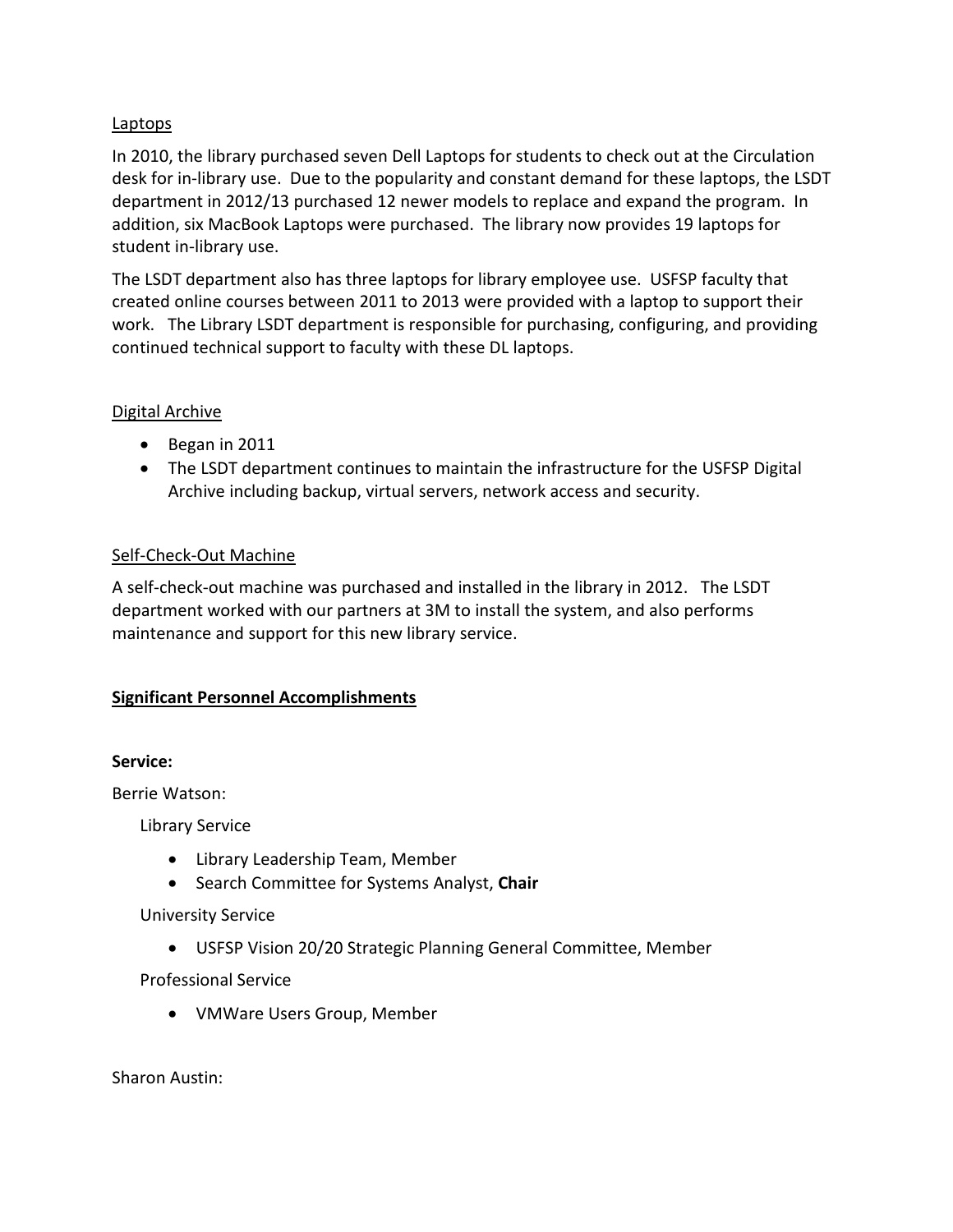Laptops

In 2010, the library purchased seven Dell Laptops for students to check out at the Circulation desk for in-library use. Due to the popularity and constant demand for these laptops, the LSDT department in 2012/13 purchased 12 newer models to replace and expand the program. In addition, six MacBook Laptops were purchased. The library now provides 19 laptops for student in-library use.

The LSDT department also has three laptops for library employee use. USFSP faculty that created online courses between 2011 to 2013 were provided with a laptop to support their work. The Library LSDT department is responsible for purchasing, configuring, and providing continued technical support to faculty with these DL laptops.

Digital Archive

- Began in 2011
- The LSDT department continues to maintain the infrastructure for the USFSP Digital Archive including backup, virtual servers, network access and security.

Self-Check-Out Machine

A self-check-out machine was purchased and installed in the library in 2012. The LSDT department worked with our partners at 3M to install the system, and also performs maintenance and support for this new library service.

## Significant Personnel Accomplishments

**Service:**

Berrie Watson:

Library Service

- Library Leadership Team, Member
- Search Committee for Systems Analyst, **Chair**

University Service

- USFSP Vision 20/20 Strategic Planning General Committee, Member

Professional Service

- VMWare Users Group, Member

Sharon Austin: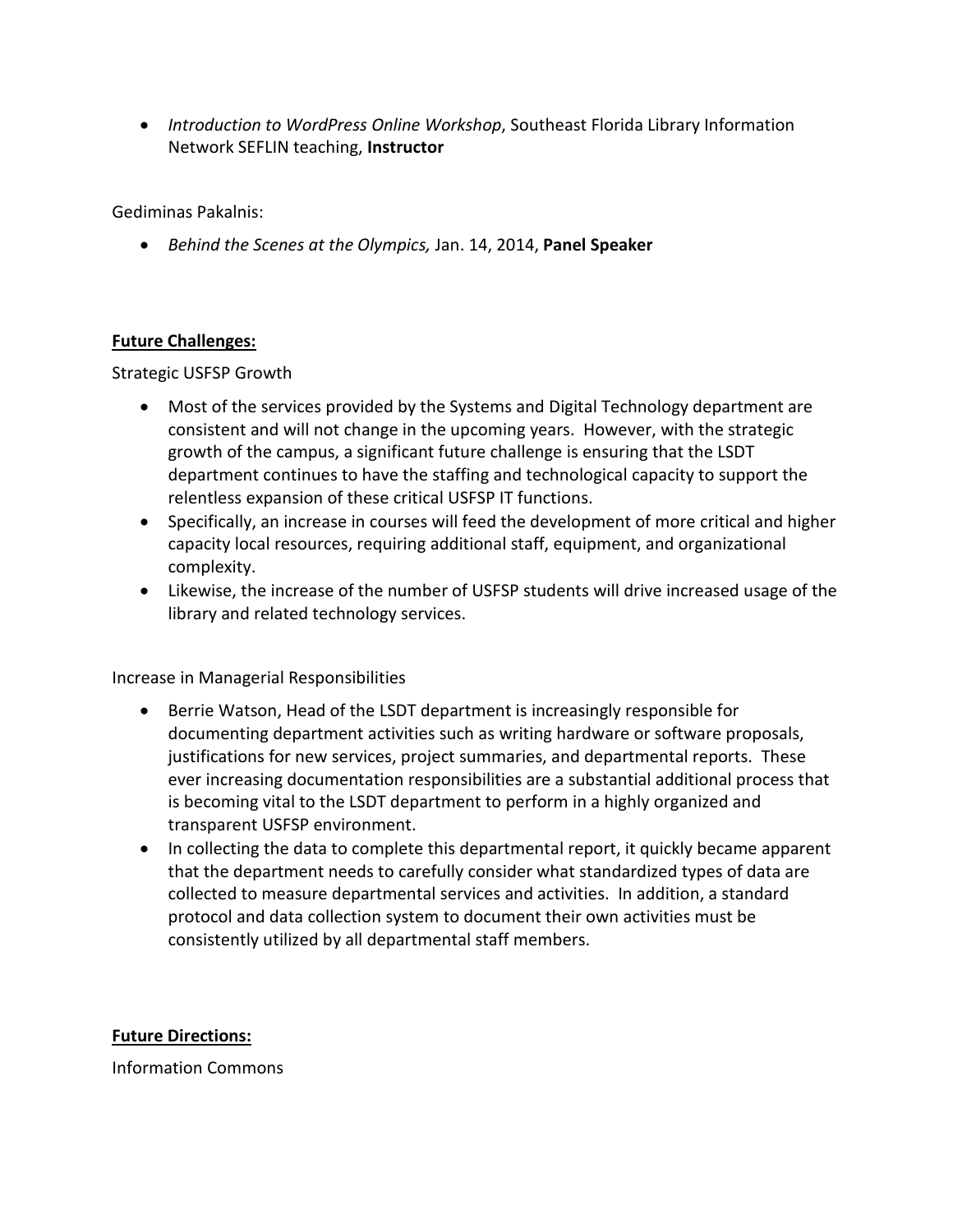- *Introduction to WordPress Online Workshop*, Southeast Florida Library Information Network SEFLIN teaching, **Instructor**

Gediminas Pakalnis:

- *Behind the Scenes at the Olympics,* Jan. 14, 2014, **Panel Speaker**

**<u>Future Challenges:</u>**

Strategic USFSP Growth

- Most of the services provided by the Systems and Digital Technology department are consistent and will not change in the upcoming years. However, with the strategic growth of the campus, a significant future challenge is ensuring that the LSDT department continues to have the staffing and technological capacity to support the relentless expansion of these critical USFSP IT functions.
- Specifically, an increase in courses will feed the development of more critical and higher capacity local resources, requiring additional staff, equipment, and organizational complexity.
- Likewise, the increase of the number of USFSP students will drive increased usage of the library and related technology services.

Increase in Managerial Responsibilities

- Berrie Watson, Head of the LSDT department is increasingly responsible for documenting department activities such as writing hardware or software proposals, justifications for new services, project summaries, and departmental reports. These ever increasing documentation responsibilities are a substantial additional process that is becoming vital to the LSDT department to perform in a highly organized and transparent USFSP environment.
- In collecting the data to complete this departmental report, it quickly became apparent that the department needs to carefully consider what standardized types of data are collected to measure departmental services and activities. In addition, a standard protocol and data collection system to document their own activities must be consistently utilized by all departmental staff members.

**<u>Future Directions:</u>**

Information Commons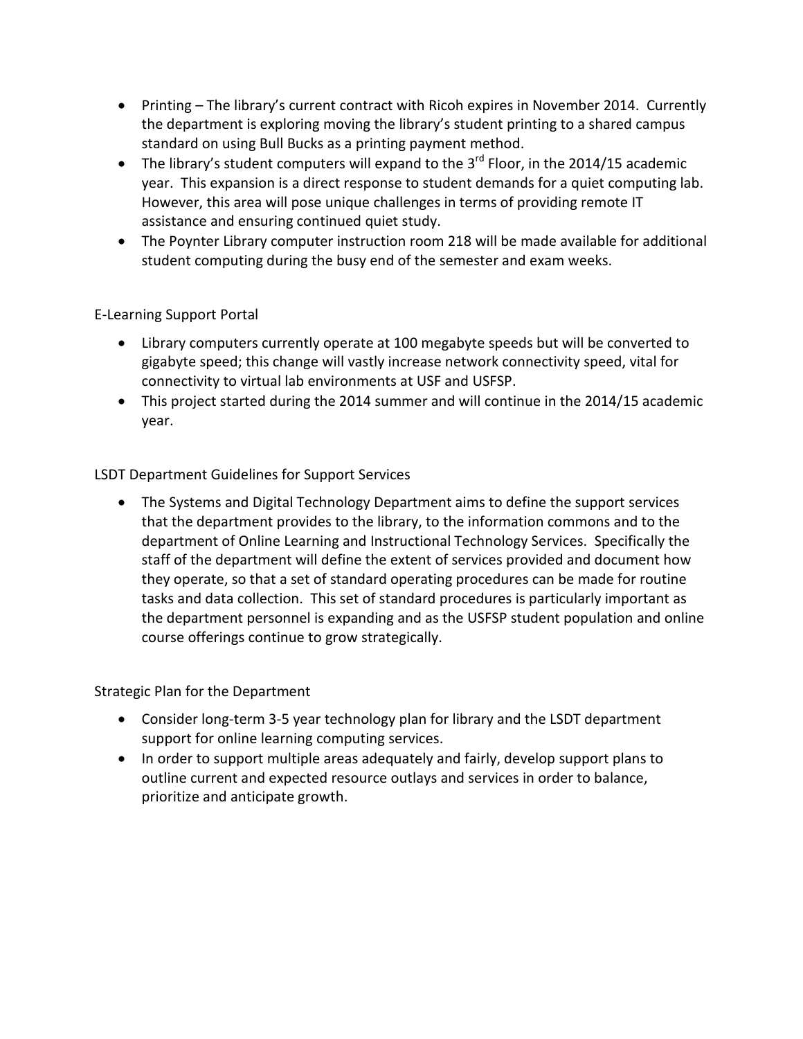- Printing – The library's current contract with Ricoh expires in November 2014. Currently the department is exploring moving the library's student printing to a shared campus standard on using Bull Bucks as a printing payment method.
- The library's student computers will expand to the 3rd Floor, in the 2014/15 academic year. This expansion is a direct response to student demands for a quiet computing lab. However, this area will pose unique challenges in terms of providing remote IT assistance and ensuring continued quiet study.
- The Poynter Library computer instruction room 218 will be made available for additional student computing during the busy end of the semester and exam weeks.

E-Learning Support Portal

- Library computers currently operate at 100 megabyte speeds but will be converted to gigabyte speed; this change will vastly increase network connectivity speed, vital for connectivity to virtual lab environments at USF and USFSP.
- This project started during the 2014 summer and will continue in the 2014/15 academic year.

LSDT Department Guidelines for Support Services

- The Systems and Digital Technology Department aims to define the support services that the department provides to the library, to the information commons and to the department of Online Learning and Instructional Technology Services. Specifically the staff of the department will define the extent of services provided and document how they operate, so that a set of standard operating procedures can be made for routine tasks and data collection. This set of standard procedures is particularly important as the department personnel is expanding and as the USFSP student population and online course offerings continue to grow strategically.

Strategic Plan for the Department

- Consider long-term 3-5 year technology plan for library and the LSDT department support for online learning computing services.
- In order to support multiple areas adequately and fairly, develop support plans to outline current and expected resource outlays and services in order to balance, prioritize and anticipate growth.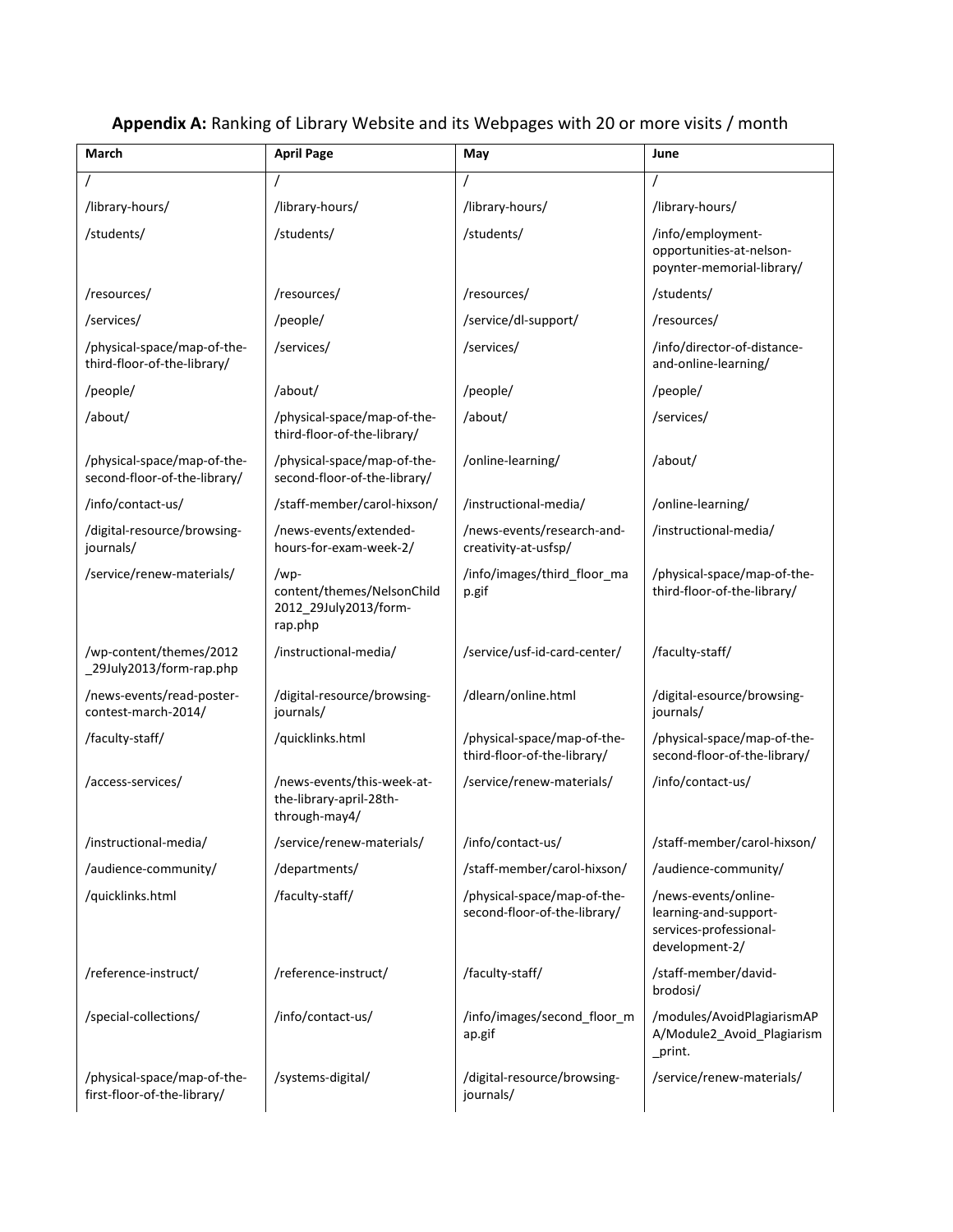**Appendix A:** Ranking of Library Website and its Webpages with 20 or more visits / month

| March | April Page | May | June |
|---|---|---|---|
| / | / | / | / |
| /library-hours/ | /library-hours/ | /library-hours/ | /library-hours/ |
| /students/ | /students/ | /students/ | /info/employment-opportunities-at-nelson-poynter-memorial-library/ |
| /resources/ | /resources/ | /resources/ | /students/ |
| /services/ | /people/ | /service/dl-support/ | /resources/ |
| /physical-space/map-of-the-third-floor-of-the-library/ | /services/ | /services/ | /info/director-of-distance-and-online-learning/ |
| /people/ | /about/ | /people/ | /people/ |
| /about/ | /physical-space/map-of-the-third-floor-of-the-library/ | /about/ | /services/ |
| /physical-space/map-of-the-second-floor-of-the-library/ | /physical-space/map-of-the-second-floor-of-the-library/ | /online-learning/ | /about/ |
| /info/contact-us/ | /staff-member/carol-hixson/ | /instructional-media/ | /online-learning/ |
| /digital-resource/browsing-journals/ | /news-events/extended-hours-for-exam-week-2/ | /news-events/research-and-creativity-at-usfsp/ | /instructional-media/ |
| /service/renew-materials/ | /wp-content/themes/NelsonChild2012_29July2013/form-rap.php | /info/images/third_floor_map.gif | /physical-space/map-of-the-third-floor-of-the-library/ |
| /wp-content/themes/2012_29July2013/form-rap.php | /instructional-media/ | /service/usf-id-card-center/ | /faculty-staff/ |
| /news-events/read-poster-contest-march-2014/ | /digital-resource/browsing-journals/ | /dlearn/online.html | /digital-esource/browsing-journals/ |
| /faculty-staff/ | /quicklinks.html | /physical-space/map-of-the-third-floor-of-the-library/ | /physical-space/map-of-the-second-floor-of-the-library/ |
| /access-services/ | /news-events/this-week-at-the-library-april-28th-through-may4/ | /service/renew-materials/ | /info/contact-us/ |
| /instructional-media/ | /service/renew-materials/ | /info/contact-us/ | /staff-member/carol-hixson/ |
| /audience-community/ | /departments/ | /staff-member/carol-hixson/ | /audience-community/ |
| /quicklinks.html | /faculty-staff/ | /physical-space/map-of-the-second-floor-of-the-library/ | /news-events/online-learning-and-support-services-professional-development-2/ |
| /reference-instruct/ | /reference-instruct/ | /faculty-staff/ | /staff-member/david-brodosi/ |
| /special-collections/ | /info/contact-us/ | /info/images/second_floor_map.gif | /modules/AvoidPlagiarismAPA/Module2_Avoid_Plagiarism_print. |
| /physical-space/map-of-the-first-floor-of-the-library/ | /systems-digital/ | /digital-resource/browsing-journals/ | /service/renew-materials/ |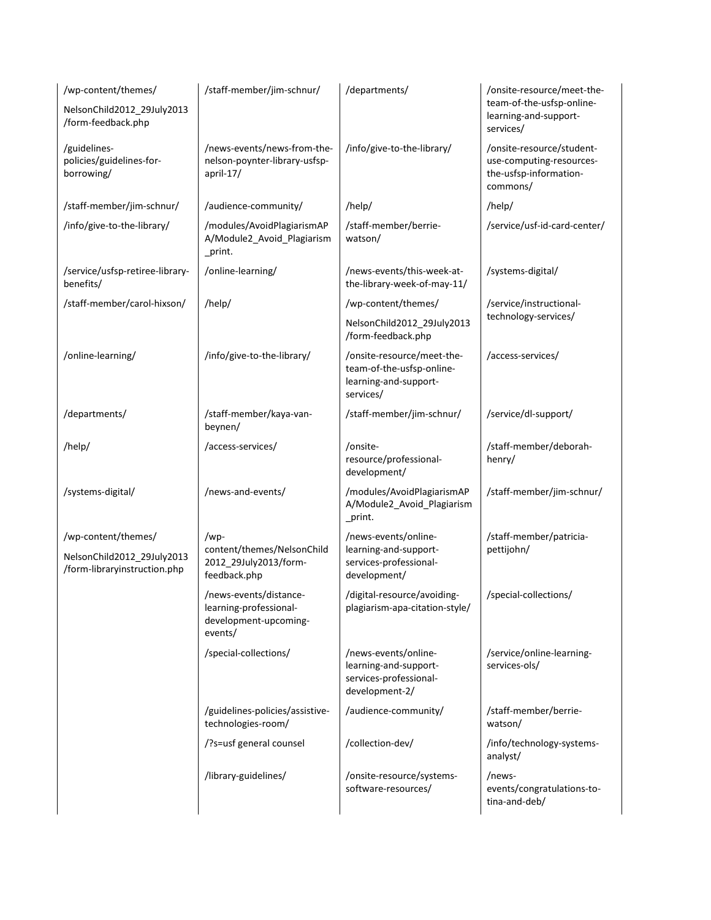| | | | |
|---|---|---|---|
| /wp-content/themes/ NelsonChild2012_29July2013 /form-feedback.php | /staff-member/jim-schnur/ | /departments/ | /onsite-resource/meet-the-team-of-the-usfsp-online-learning-and-support-services/ |
| /guidelines-policies/guidelines-for-borrowing/ | /news-events/news-from-the-nelson-poynter-library-usfsp-april-17/ | /info/give-to-the-library/ | /onsite-resource/student-use-computing-resources-the-usfsp-information-commons/ |
| /staff-member/jim-schnur/ | /audience-community/ | /help/ | /help/ |
| /info/give-to-the-library/ | /modules/AvoidPlagiarismAPA/Module2_Avoid_Plagiarism_print. | /staff-member/berrie-watson/ | /service/usf-id-card-center/ |
| /service/usfsp-retiree-library-benefits/ | /online-learning/ | /news-events/this-week-at-the-library-week-of-may-11/ | /systems-digital/ |
| /staff-member/carol-hixson/ | /help/ | /wp-content/themes/ NelsonChild2012_29July2013 /form-feedback.php | /service/instructional-technology-services/ |
| /online-learning/ | /info/give-to-the-library/ | /onsite-resource/meet-the-team-of-the-usfsp-online-learning-and-support-services/ | /access-services/ |
| /departments/ | /staff-member/kaya-van-beynen/ | /staff-member/jim-schnur/ | /service/dl-support/ |
| /help/ | /access-services/ | /onsite-resource/professional-development/ | /staff-member/deborah-henry/ |
| /systems-digital/ | /news-and-events/ | /modules/AvoidPlagiarismAPA/Module2_Avoid_Plagiarism_print. | /staff-member/jim-schnur/ |
| /wp-content/themes/ NelsonChild2012_29July2013 /form-libraryinstruction.php | /wp-content/themes/NelsonChild2012_29July2013/form-feedback.php | /news-events/online-learning-and-support-services-professional-development/ | /staff-member/patricia-pettijohn/ |
| | /news-events/distance-learning-professional-development-upcoming-events/ | /digital-resource/avoiding-plagiarism-apa-citation-style/ | /special-collections/ |
| | /special-collections/ | /news-events/online-learning-and-support-services-professional-development-2/ | /service/online-learning-services-ols/ |
| | /guidelines-policies/assistive-technologies-room/ | /audience-community/ | /staff-member/berrie-watson/ |
| | /?s=usf general counsel | /collection-dev/ | /info/technology-systems-analyst/ |
| | /library-guidelines/ | /onsite-resource/systems-software-resources/ | /news-events/congratulations-to-tina-and-deb/ |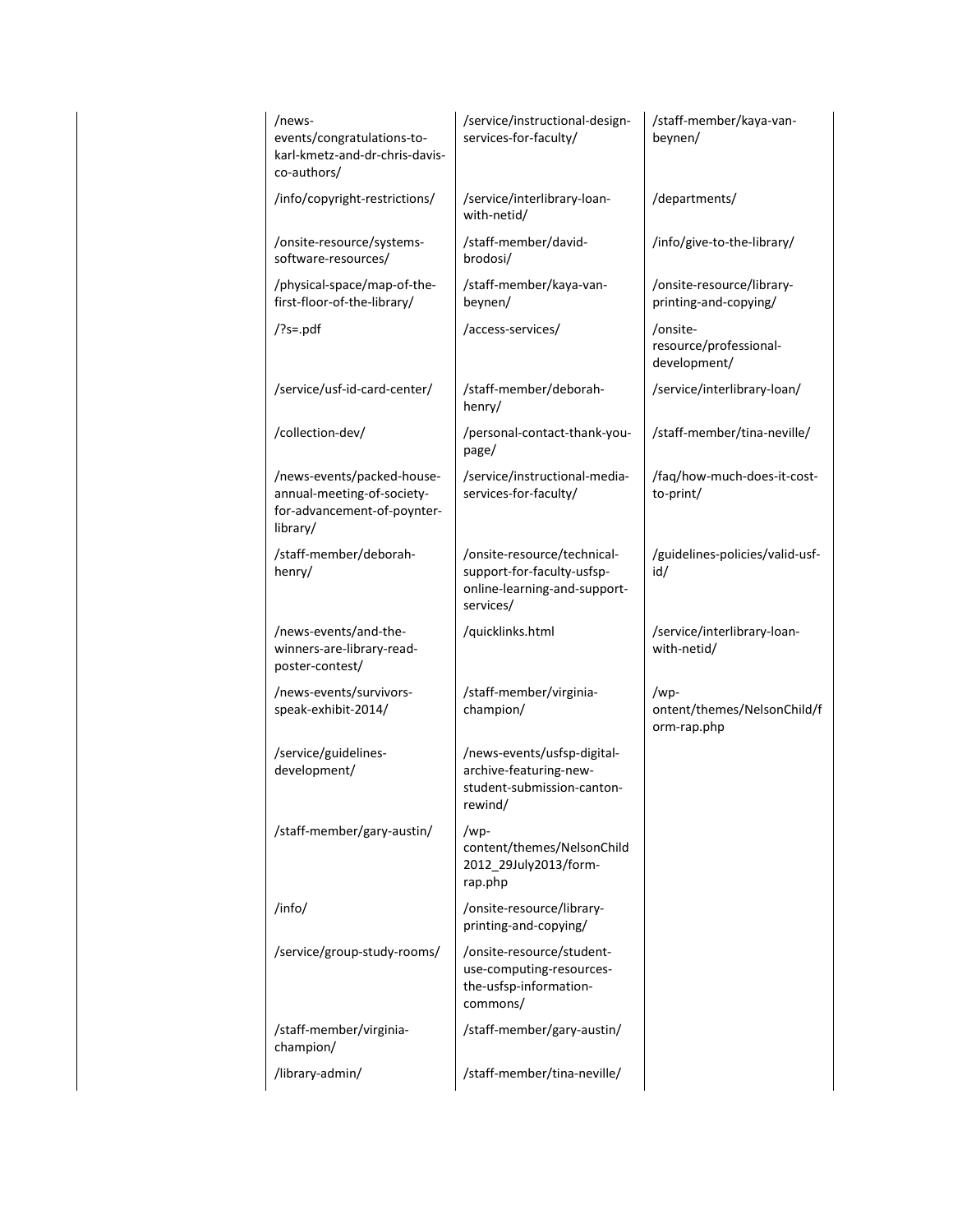| | | | |
|---|---|---|---|
| | /news-events/congratulations-to-karl-kmetz-and-dr-chris-davis-co-authors/ | /service/instructional-design-services-for-faculty/ | /staff-member/kaya-van-beynen/ |
| | /info/copyright-restrictions/ | /service/interlibrary-loan-with-netid/ | /departments/ |
| | /onsite-resource/systems-software-resources/ | /staff-member/david-brodosi/ | /info/give-to-the-library/ |
| | /physical-space/map-of-the-first-floor-of-the-library/ | /staff-member/kaya-van-beynen/ | /onsite-resource/library-printing-and-copying/ |
| | /?s=.pdf | /access-services/ | /onsite-resource/professional-development/ |
| | /service/usf-id-card-center/ | /staff-member/deborah-henry/ | /service/interlibrary-loan/ |
| | /collection-dev/ | /personal-contact-thank-you-page/ | /staff-member/tina-neville/ |
| | /news-events/packed-house-annual-meeting-of-society-for-advancement-of-poynter-library/ | /service/instructional-media-services-for-faculty/ | /faq/how-much-does-it-cost-to-print/ |
| | /staff-member/deborah-henry/ | /onsite-resource/technical-support-for-faculty-usfsp-online-learning-and-support-services/ | /guidelines-policies/valid-usf-id/ |
| | /news-events/and-the-winners-are-library-read-poster-contest/ | /quicklinks.html | /service/interlibrary-loan-with-netid/ |
| | /news-events/survivors-speak-exhibit-2014/ | /staff-member/virginia-champion/ | /wp-ontent/themes/NelsonChild/form-rap.php |
| | /service/guidelines-development/ | /news-events/usfsp-digital-archive-featuring-new-student-submission-canton-rewind/ | |
| | /staff-member/gary-austin/ | /wp-content/themes/NelsonChild2012_29July2013/form-rap.php | |
| | /info/ | /onsite-resource/library-printing-and-copying/ | |
| | /service/group-study-rooms/ | /onsite-resource/student-use-computing-resources-the-usfsp-information-commons/ | |
| | /staff-member/virginia-champion/ | /staff-member/gary-austin/ | |
| | /library-admin/ | /staff-member/tina-neville/ | |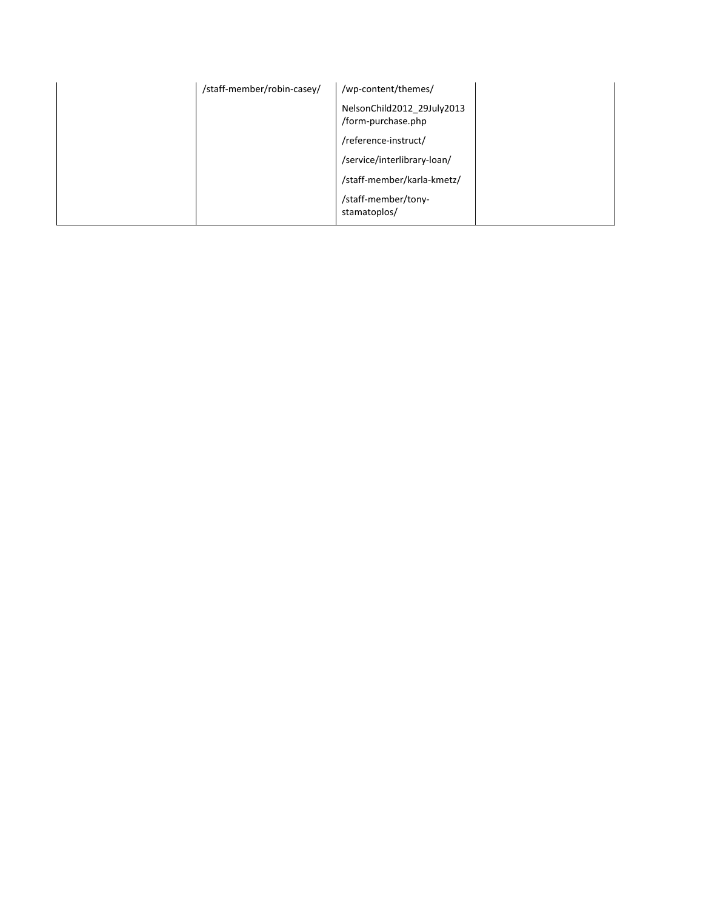| | | | |
|---|---|---|---|
| | /staff-member/robin-casey/ | /wp-content/themes/ NelsonChild2012_29July2013 /form-purchase.php<br>/reference-instruct/<br>/service/interlibrary-loan/<br>/staff-member/karla-kmetz/<br>/staff-member/tony-stamatoplos/ | |